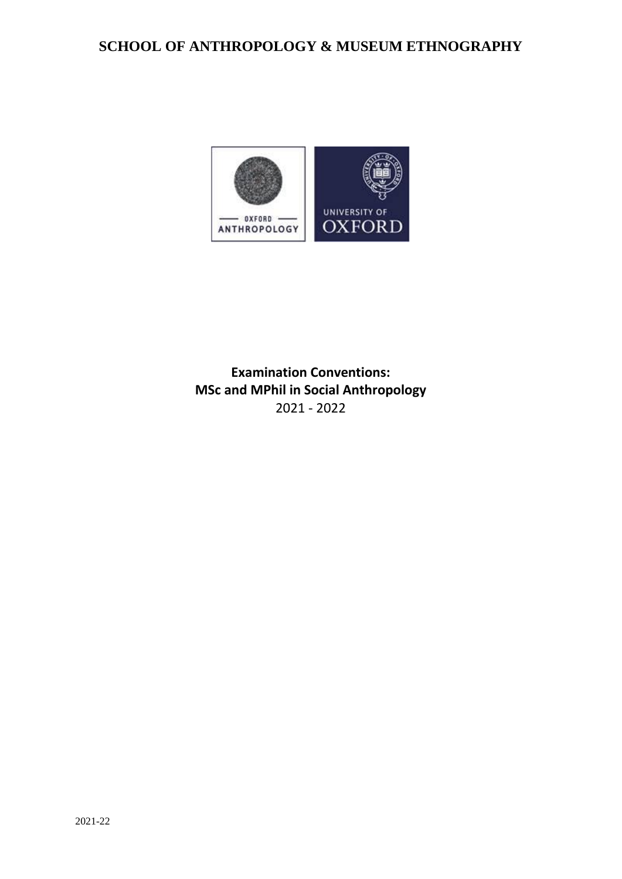# SCHOOL OF ANTHROPOLOGY & MUSEUM ETHNOGRAPHY

OXFORD ANTHROPOLOGY

UNIVERSITY OF OXFORD

**Examination Conventions:**
**MSc and MPhil in Social Anthropology**
2021 - 2022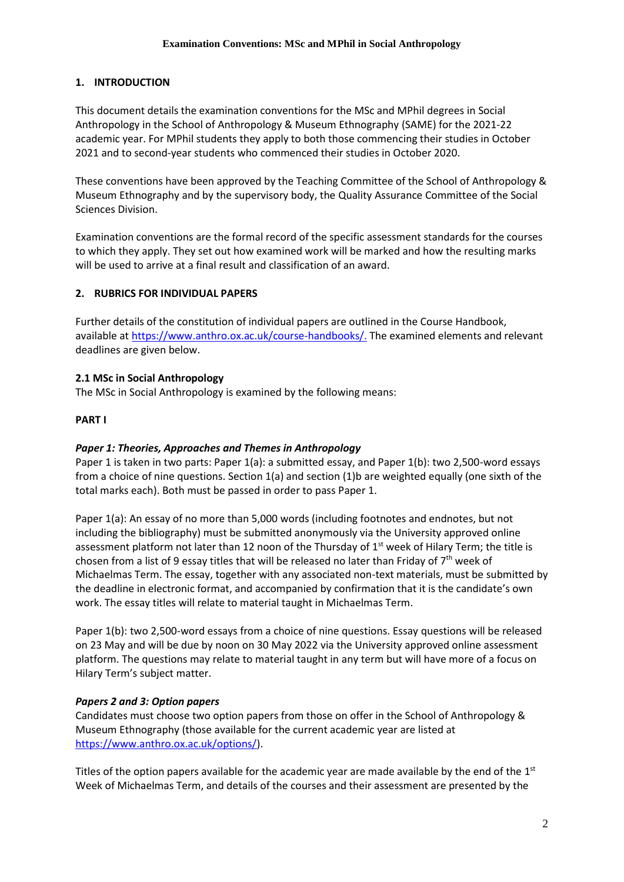## 1. INTRODUCTION

This document details the examination conventions for the MSc and MPhil degrees in Social Anthropology in the School of Anthropology & Museum Ethnography (SAME) for the 2021-22 academic year. For MPhil students they apply to both those commencing their studies in October 2021 and to second-year students who commenced their studies in October 2020.

These conventions have been approved by the Teaching Committee of the School of Anthropology & Museum Ethnography and by the supervisory body, the Quality Assurance Committee of the Social Sciences Division.

Examination conventions are the formal record of the specific assessment standards for the courses to which they apply. They set out how examined work will be marked and how the resulting marks will be used to arrive at a final result and classification of an award.

## 2. RUBRICS FOR INDIVIDUAL PAPERS

Further details of the constitution of individual papers are outlined in the Course Handbook, available at https://www.anthro.ox.ac.uk/course-handbooks/. The examined elements and relevant deadlines are given below.

### 2.1 MSc in Social Anthropology

The MSc in Social Anthropology is examined by the following means:

**PART I**

***Paper 1: Theories, Approaches and Themes in Anthropology***

Paper 1 is taken in two parts: Paper 1(a): a submitted essay, and Paper 1(b): two 2,500-word essays from a choice of nine questions. Section 1(a) and section (1)b are weighted equally (one sixth of the total marks each). Both must be passed in order to pass Paper 1.

Paper 1(a): An essay of no more than 5,000 words (including footnotes and endnotes, but not including the bibliography) must be submitted anonymously via the University approved online assessment platform not later than 12 noon of the Thursday of 1st week of Hilary Term; the title is chosen from a list of 9 essay titles that will be released no later than Friday of 7th week of Michaelmas Term. The essay, together with any associated non-text materials, must be submitted by the deadline in electronic format, and accompanied by confirmation that it is the candidate's own work. The essay titles will relate to material taught in Michaelmas Term.

Paper 1(b): two 2,500-word essays from a choice of nine questions. Essay questions will be released on 23 May and will be due by noon on 30 May 2022 via the University approved online assessment platform. The questions may relate to material taught in any term but will have more of a focus on Hilary Term's subject matter.

***Papers 2 and 3: Option papers***

Candidates must choose two option papers from those on offer in the School of Anthropology & Museum Ethnography (those available for the current academic year are listed at https://www.anthro.ox.ac.uk/options/).

Titles of the option papers available for the academic year are made available by the end of the 1st Week of Michaelmas Term, and details of the courses and their assessment are presented by the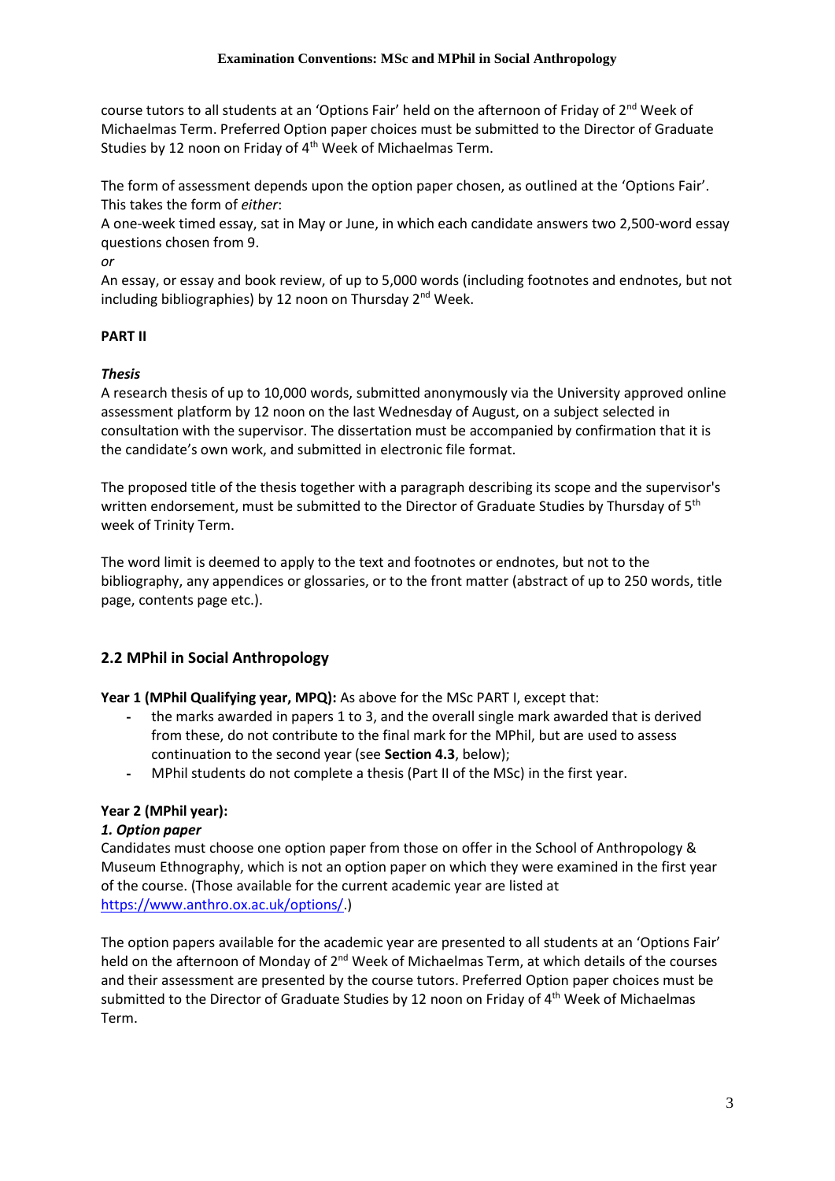course tutors to all students at an 'Options Fair' held on the afternoon of Friday of 2nd Week of Michaelmas Term. Preferred Option paper choices must be submitted to the Director of Graduate Studies by 12 noon on Friday of 4th Week of Michaelmas Term.

The form of assessment depends upon the option paper chosen, as outlined at the 'Options Fair'. This takes the form of *either*:

A one-week timed essay, sat in May or June, in which each candidate answers two 2,500-word essay questions chosen from 9.

*or*

An essay, or essay and book review, of up to 5,000 words (including footnotes and endnotes, but not including bibliographies) by 12 noon on Thursday 2nd Week.

**PART II**

***Thesis***

A research thesis of up to 10,000 words, submitted anonymously via the University approved online assessment platform by 12 noon on the last Wednesday of August, on a subject selected in consultation with the supervisor. The dissertation must be accompanied by confirmation that it is the candidate's own work, and submitted in electronic file format.

The proposed title of the thesis together with a paragraph describing its scope and the supervisor's written endorsement, must be submitted to the Director of Graduate Studies by Thursday of 5th week of Trinity Term.

The word limit is deemed to apply to the text and footnotes or endnotes, but not to the bibliography, any appendices or glossaries, or to the front matter (abstract of up to 250 words, title page, contents page etc.).

## 2.2 MPhil in Social Anthropology

**Year 1 (MPhil Qualifying year, MPQ):** As above for the MSc PART I, except that:

- the marks awarded in papers 1 to 3, and the overall single mark awarded that is derived from these, do not contribute to the final mark for the MPhil, but are used to assess continuation to the second year (see **Section 4.3**, below);
- MPhil students do not complete a thesis (Part II of the MSc) in the first year.

**Year 2 (MPhil year):**

***1. Option paper***

Candidates must choose one option paper from those on offer in the School of Anthropology & Museum Ethnography, which is not an option paper on which they were examined in the first year of the course. (Those available for the current academic year are listed at https://www.anthro.ox.ac.uk/options/.)

The option papers available for the academic year are presented to all students at an 'Options Fair' held on the afternoon of Monday of 2nd Week of Michaelmas Term, at which details of the courses and their assessment are presented by the course tutors. Preferred Option paper choices must be submitted to the Director of Graduate Studies by 12 noon on Friday of 4th Week of Michaelmas Term.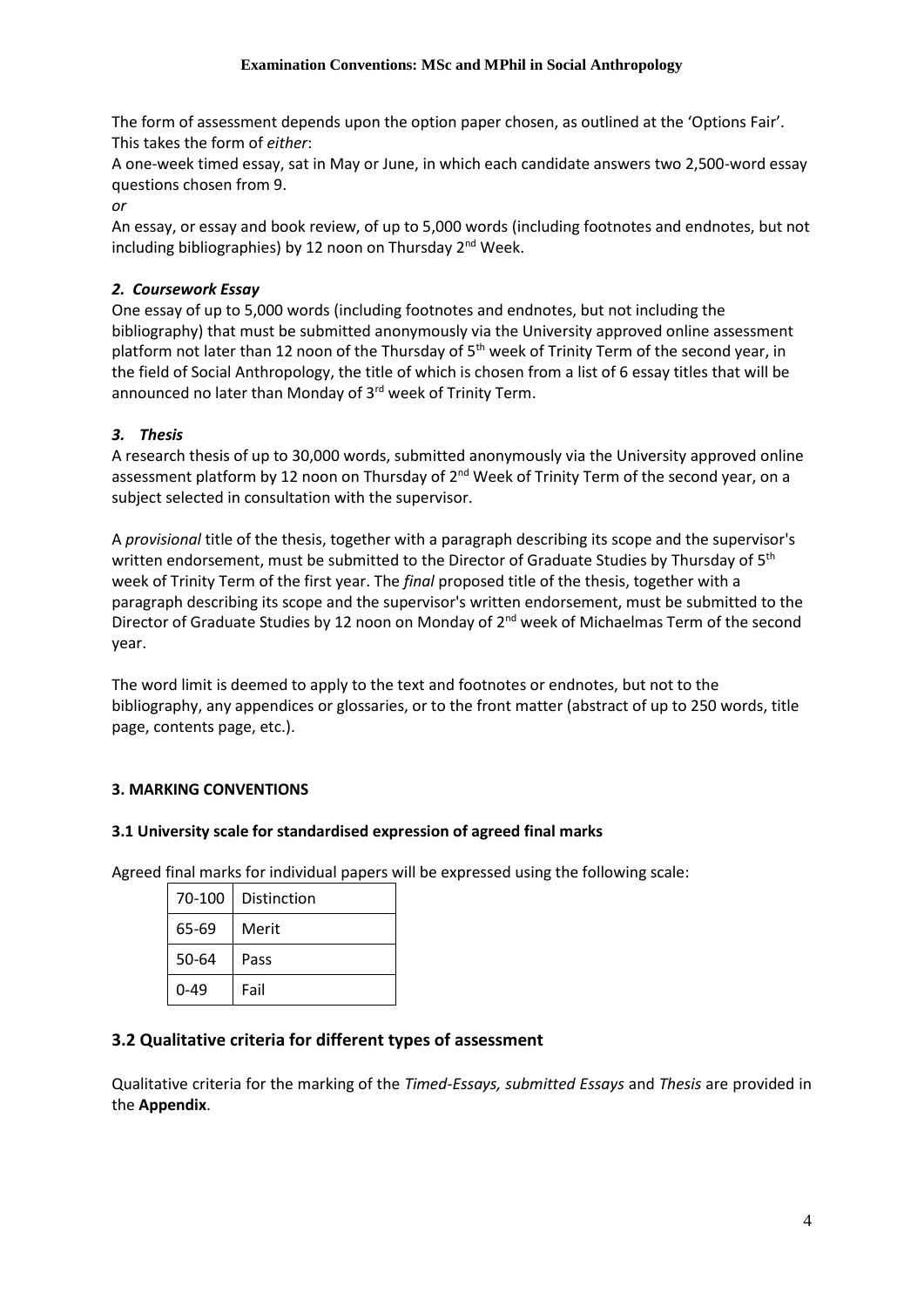The form of assessment depends upon the option paper chosen, as outlined at the 'Options Fair'. This takes the form of *either*:

A one-week timed essay, sat in May or June, in which each candidate answers two 2,500-word essay questions chosen from 9.

*or*

An essay, or essay and book review, of up to 5,000 words (including footnotes and endnotes, but not including bibliographies) by 12 noon on Thursday 2nd Week.

#### *2. Coursework Essay*

One essay of up to 5,000 words (including footnotes and endnotes, but not including the bibliography) that must be submitted anonymously via the University approved online assessment platform not later than 12 noon of the Thursday of 5th week of Trinity Term of the second year, in the field of Social Anthropology, the title of which is chosen from a list of 6 essay titles that will be announced no later than Monday of 3rd week of Trinity Term.

#### *3. Thesis*

A research thesis of up to 30,000 words, submitted anonymously via the University approved online assessment platform by 12 noon on Thursday of 2nd Week of Trinity Term of the second year, on a subject selected in consultation with the supervisor.

A *provisional* title of the thesis, together with a paragraph describing its scope and the supervisor's written endorsement, must be submitted to the Director of Graduate Studies by Thursday of 5th week of Trinity Term of the first year. The *final* proposed title of the thesis, together with a paragraph describing its scope and the supervisor's written endorsement, must be submitted to the Director of Graduate Studies by 12 noon on Monday of 2nd week of Michaelmas Term of the second year.

The word limit is deemed to apply to the text and footnotes or endnotes, but not to the bibliography, any appendices or glossaries, or to the front matter (abstract of up to 250 words, title page, contents page, etc.).

## 3. MARKING CONVENTIONS

### 3.1 University scale for standardised expression of agreed final marks

Agreed final marks for individual papers will be expressed using the following scale:

| 70-100 | Distinction |
|---|---|
| 65-69 | Merit |
| 50-64 | Pass |
| 0-49 | Fail |

### 3.2 Qualitative criteria for different types of assessment

Qualitative criteria for the marking of the *Timed-Essays, submitted Essays* and *Thesis* are provided in the **Appendix**.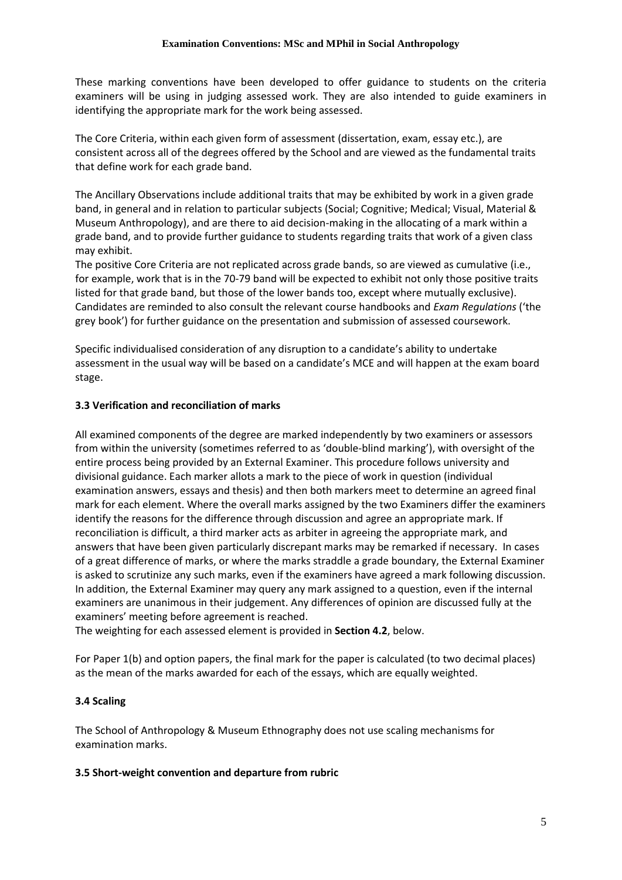These marking conventions have been developed to offer guidance to students on the criteria examiners will be using in judging assessed work. They are also intended to guide examiners in identifying the appropriate mark for the work being assessed.

The Core Criteria, within each given form of assessment (dissertation, exam, essay etc.), are consistent across all of the degrees offered by the School and are viewed as the fundamental traits that define work for each grade band.

The Ancillary Observations include additional traits that may be exhibited by work in a given grade band, in general and in relation to particular subjects (Social; Cognitive; Medical; Visual, Material & Museum Anthropology), and are there to aid decision-making in the allocating of a mark within a grade band, and to provide further guidance to students regarding traits that work of a given class may exhibit.
The positive Core Criteria are not replicated across grade bands, so are viewed as cumulative (i.e., for example, work that is in the 70-79 band will be expected to exhibit not only those positive traits listed for that grade band, but those of the lower bands too, except where mutually exclusive). Candidates are reminded to also consult the relevant course handbooks and *Exam Regulations* ('the grey book') for further guidance on the presentation and submission of assessed coursework.

Specific individualised consideration of any disruption to a candidate's ability to undertake assessment in the usual way will be based on a candidate's MCE and will happen at the exam board stage.

### 3.3 Verification and reconciliation of marks

All examined components of the degree are marked independently by two examiners or assessors from within the university (sometimes referred to as 'double-blind marking'), with oversight of the entire process being provided by an External Examiner. This procedure follows university and divisional guidance. Each marker allots a mark to the piece of work in question (individual examination answers, essays and thesis) and then both markers meet to determine an agreed final mark for each element. Where the overall marks assigned by the two Examiners differ the examiners identify the reasons for the difference through discussion and agree an appropriate mark. If reconciliation is difficult, a third marker acts as arbiter in agreeing the appropriate mark, and answers that have been given particularly discrepant marks may be remarked if necessary. In cases of a great difference of marks, or where the marks straddle a grade boundary, the External Examiner is asked to scrutinize any such marks, even if the examiners have agreed a mark following discussion. In addition, the External Examiner may query any mark assigned to a question, even if the internal examiners are unanimous in their judgement. Any differences of opinion are discussed fully at the examiners' meeting before agreement is reached.
The weighting for each assessed element is provided in **Section 4.2**, below.

For Paper 1(b) and option papers, the final mark for the paper is calculated (to two decimal places) as the mean of the marks awarded for each of the essays, which are equally weighted.

### 3.4 Scaling

The School of Anthropology & Museum Ethnography does not use scaling mechanisms for examination marks.

### 3.5 Short-weight convention and departure from rubric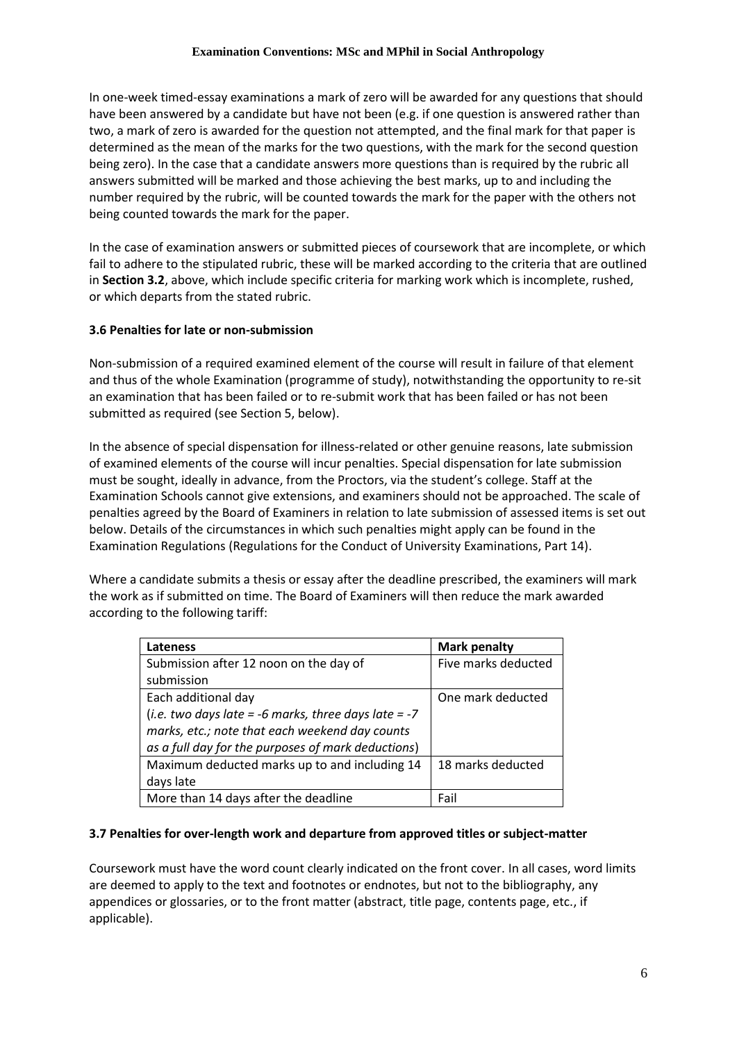In one-week timed-essay examinations a mark of zero will be awarded for any questions that should have been answered by a candidate but have not been (e.g. if one question is answered rather than two, a mark of zero is awarded for the question not attempted, and the final mark for that paper is determined as the mean of the marks for the two questions, with the mark for the second question being zero). In the case that a candidate answers more questions than is required by the rubric all answers submitted will be marked and those achieving the best marks, up to and including the number required by the rubric, will be counted towards the mark for the paper with the others not being counted towards the mark for the paper.

In the case of examination answers or submitted pieces of coursework that are incomplete, or which fail to adhere to the stipulated rubric, these will be marked according to the criteria that are outlined in **Section 3.2**, above, which include specific criteria for marking work which is incomplete, rushed, or which departs from the stated rubric.

### 3.6 Penalties for late or non-submission

Non-submission of a required examined element of the course will result in failure of that element and thus of the whole Examination (programme of study), notwithstanding the opportunity to re-sit an examination that has been failed or to re-submit work that has been failed or has not been submitted as required (see Section 5, below).

In the absence of special dispensation for illness-related or other genuine reasons, late submission of examined elements of the course will incur penalties. Special dispensation for late submission must be sought, ideally in advance, from the Proctors, via the student's college. Staff at the Examination Schools cannot give extensions, and examiners should not be approached. The scale of penalties agreed by the Board of Examiners in relation to late submission of assessed items is set out below. Details of the circumstances in which such penalties might apply can be found in the Examination Regulations (Regulations for the Conduct of University Examinations, Part 14).

Where a candidate submits a thesis or essay after the deadline prescribed, the examiners will mark the work as if submitted on time. The Board of Examiners will then reduce the mark awarded according to the following tariff:

| **Lateness** | **Mark penalty** |
|---|---|
| Submission after 12 noon on the day of submission | Five marks deducted |
| Each additional day (*i.e. two days late = -6 marks, three days late = -7 marks, etc.; note that each weekend day counts as a full day for the purposes of mark deductions*) | One mark deducted |
| Maximum deducted marks up to and including 14 days late | 18 marks deducted |
| More than 14 days after the deadline | Fail |

### 3.7 Penalties for over-length work and departure from approved titles or subject-matter

Coursework must have the word count clearly indicated on the front cover. In all cases, word limits are deemed to apply to the text and footnotes or endnotes, but not to the bibliography, any appendices or glossaries, or to the front matter (abstract, title page, contents page, etc., if applicable).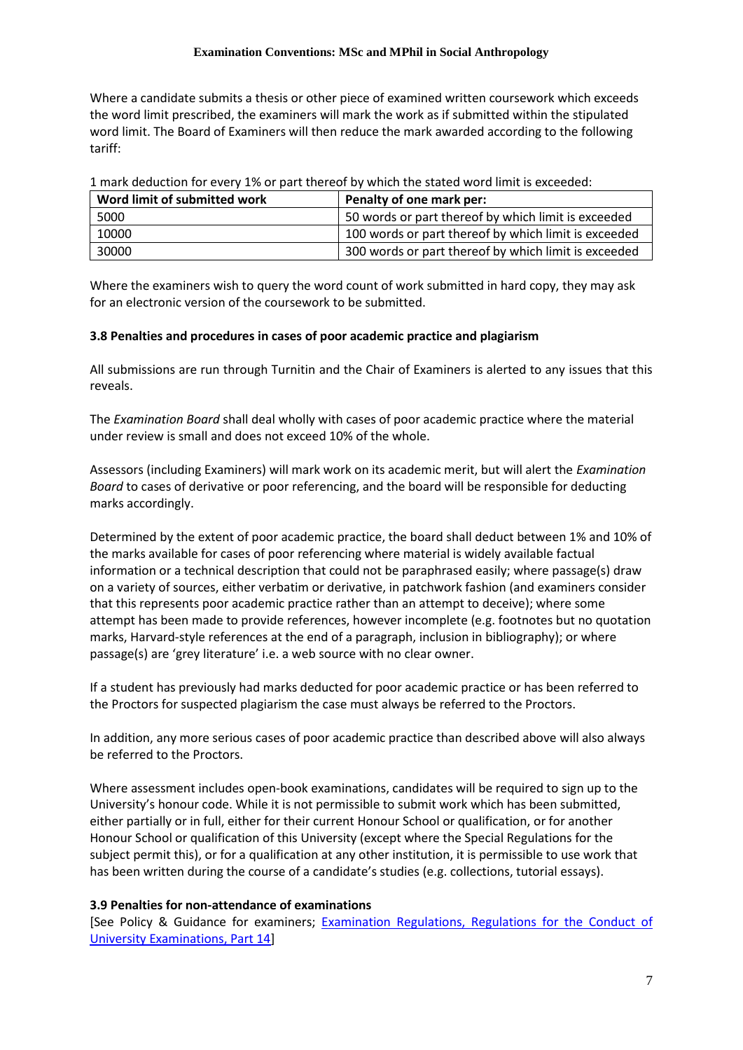Where a candidate submits a thesis or other piece of examined written coursework which exceeds the word limit prescribed, the examiners will mark the work as if submitted within the stipulated word limit. The Board of Examiners will then reduce the mark awarded according to the following tariff:

1 mark deduction for every 1% or part thereof by which the stated word limit is exceeded:

| Word limit of submitted work | Penalty of one mark per: |
|---|---|
| 5000 | 50 words or part thereof by which limit is exceeded |
| 10000 | 100 words or part thereof by which limit is exceeded |
| 30000 | 300 words or part thereof by which limit is exceeded |

Where the examiners wish to query the word count of work submitted in hard copy, they may ask for an electronic version of the coursework to be submitted.

### 3.8 Penalties and procedures in cases of poor academic practice and plagiarism

All submissions are run through Turnitin and the Chair of Examiners is alerted to any issues that this reveals.

The *Examination Board* shall deal wholly with cases of poor academic practice where the material under review is small and does not exceed 10% of the whole.

Assessors (including Examiners) will mark work on its academic merit, but will alert the *Examination Board* to cases of derivative or poor referencing, and the board will be responsible for deducting marks accordingly.

Determined by the extent of poor academic practice, the board shall deduct between 1% and 10% of the marks available for cases of poor referencing where material is widely available factual information or a technical description that could not be paraphrased easily; where passage(s) draw on a variety of sources, either verbatim or derivative, in patchwork fashion (and examiners consider that this represents poor academic practice rather than an attempt to deceive); where some attempt has been made to provide references, however incomplete (e.g. footnotes but no quotation marks, Harvard-style references at the end of a paragraph, inclusion in bibliography); or where passage(s) are 'grey literature' i.e. a web source with no clear owner.

If a student has previously had marks deducted for poor academic practice or has been referred to the Proctors for suspected plagiarism the case must always be referred to the Proctors.

In addition, any more serious cases of poor academic practice than described above will also always be referred to the Proctors.

Where assessment includes open-book examinations, candidates will be required to sign up to the University's honour code. While it is not permissible to submit work which has been submitted, either partially or in full, either for their current Honour School or qualification, or for another Honour School or qualification of this University (except where the Special Regulations for the subject permit this), or for a qualification at any other institution, it is permissible to use work that has been written during the course of a candidate's studies (e.g. collections, tutorial essays).

### 3.9 Penalties for non-attendance of examinations

[See Policy & Guidance for examiners; Examination Regulations, Regulations for the Conduct of University Examinations, Part 14]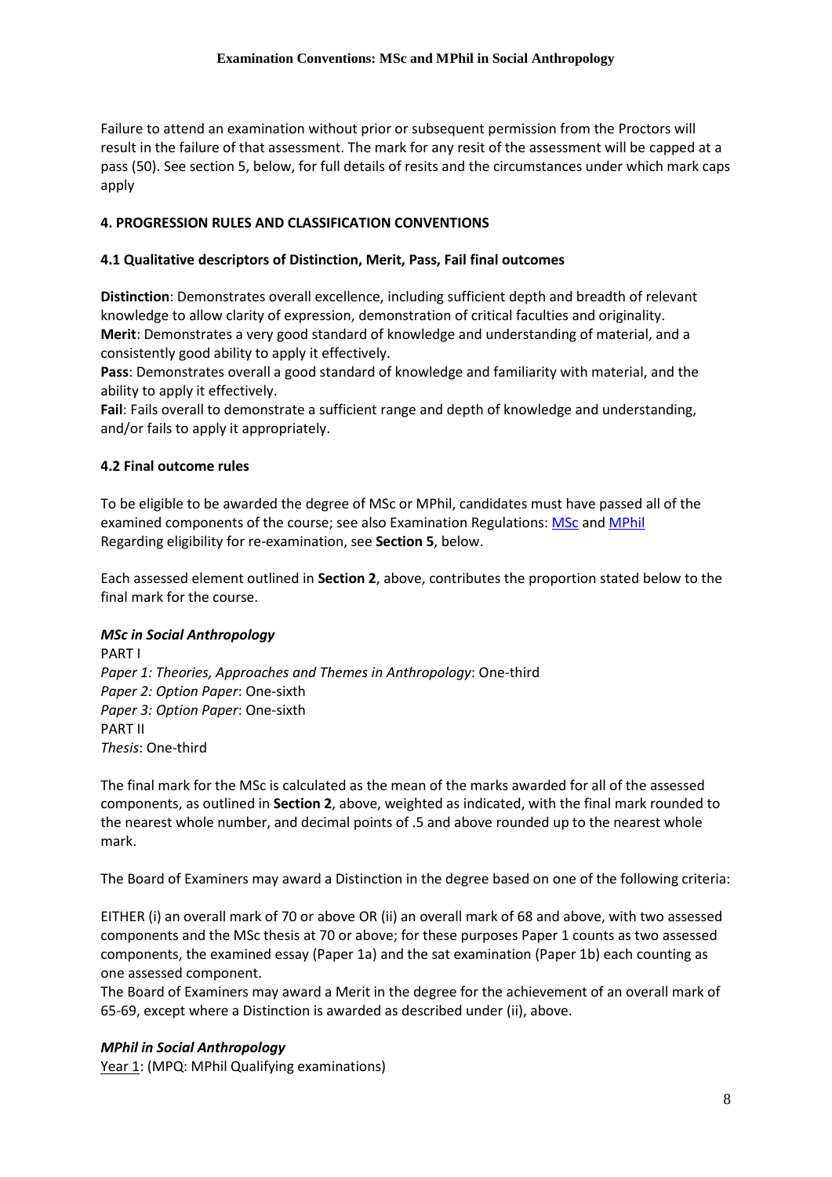Failure to attend an examination without prior or subsequent permission from the Proctors will result in the failure of that assessment. The mark for any resit of the assessment will be capped at a pass (50). See section 5, below, for full details of resits and the circumstances under which mark caps apply

## 4. PROGRESSION RULES AND CLASSIFICATION CONVENTIONS

### 4.1 Qualitative descriptors of Distinction, Merit, Pass, Fail final outcomes

**Distinction**: Demonstrates overall excellence, including sufficient depth and breadth of relevant knowledge to allow clarity of expression, demonstration of critical faculties and originality.
**Merit**: Demonstrates a very good standard of knowledge and understanding of material, and a consistently good ability to apply it effectively.
**Pass**: Demonstrates overall a good standard of knowledge and familiarity with material, and the ability to apply it effectively.
**Fail**: Fails overall to demonstrate a sufficient range and depth of knowledge and understanding, and/or fails to apply it appropriately.

### 4.2 Final outcome rules

To be eligible to be awarded the degree of MSc or MPhil, candidates must have passed all of the examined components of the course; see also Examination Regulations: MSc and MPhil
Regarding eligibility for re-examination, see **Section 5**, below.

Each assessed element outlined in **Section 2**, above, contributes the proportion stated below to the final mark for the course.

***MSc in Social Anthropology***
PART I
*Paper 1: Theories, Approaches and Themes in Anthropology*: One-third
*Paper 2: Option Paper*: One-sixth
*Paper 3: Option Paper*: One-sixth
PART II
*Thesis*: One-third

The final mark for the MSc is calculated as the mean of the marks awarded for all of the assessed components, as outlined in **Section 2**, above, weighted as indicated, with the final mark rounded to the nearest whole number, and decimal points of .5 and above rounded up to the nearest whole mark.

The Board of Examiners may award a Distinction in the degree based on one of the following criteria:

EITHER (i) an overall mark of 70 or above OR (ii) an overall mark of 68 and above, with two assessed components and the MSc thesis at 70 or above; for these purposes Paper 1 counts as two assessed components, the examined essay (Paper 1a) and the sat examination (Paper 1b) each counting as one assessed component.
The Board of Examiners may award a Merit in the degree for the achievement of an overall mark of 65-69, except where a Distinction is awarded as described under (ii), above.

***MPhil in Social Anthropology***
Year 1: (MPQ: MPhil Qualifying examinations)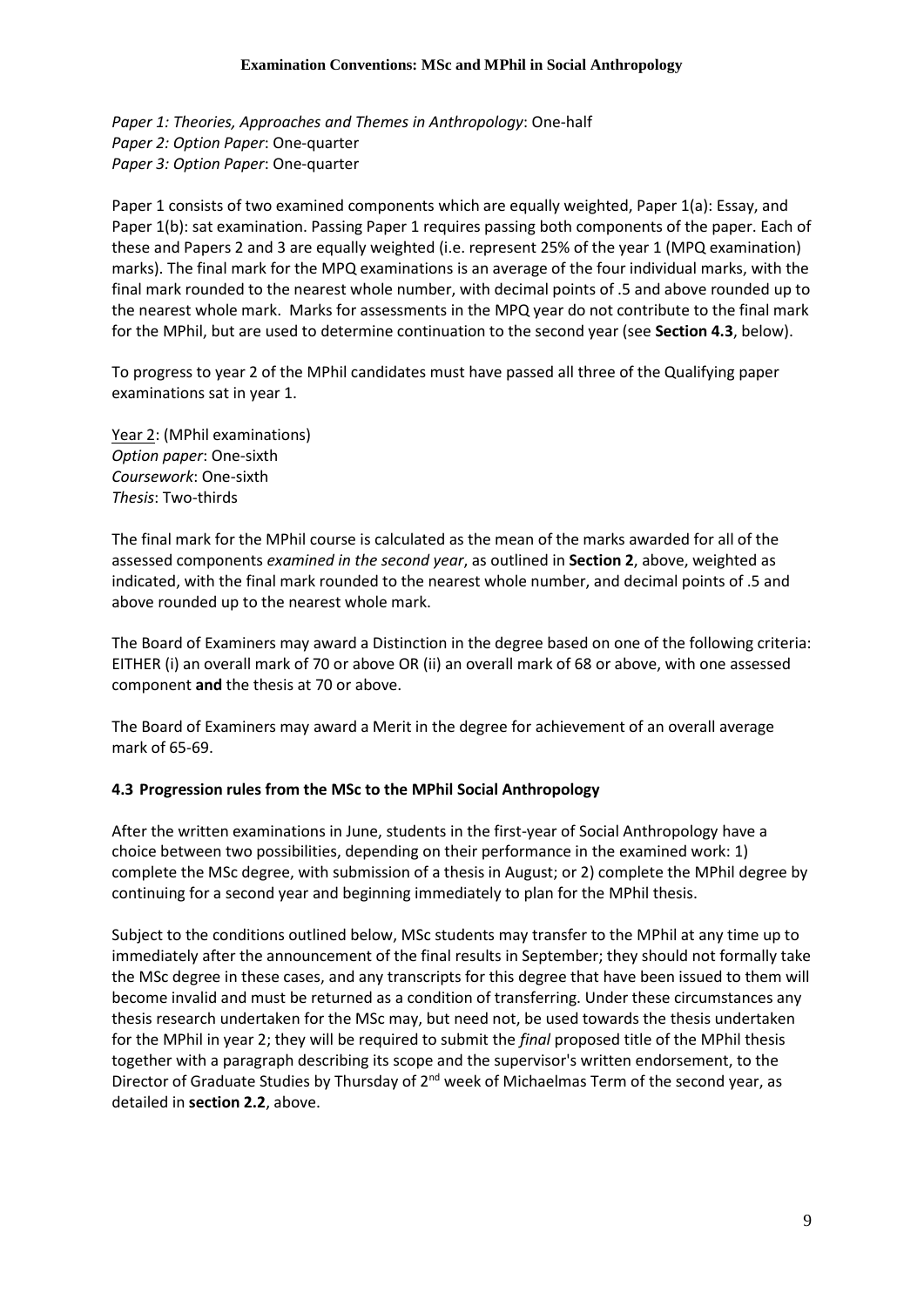*Paper 1: Theories, Approaches and Themes in Anthropology*: One-half
*Paper 2: Option Paper*: One-quarter
*Paper 3: Option Paper*: One-quarter

Paper 1 consists of two examined components which are equally weighted, Paper 1(a): Essay, and Paper 1(b): sat examination. Passing Paper 1 requires passing both components of the paper. Each of these and Papers 2 and 3 are equally weighted (i.e. represent 25% of the year 1 (MPQ examination) marks). The final mark for the MPQ examinations is an average of the four individual marks, with the final mark rounded to the nearest whole number, with decimal points of .5 and above rounded up to the nearest whole mark. Marks for assessments in the MPQ year do not contribute to the final mark for the MPhil, but are used to determine continuation to the second year (see **Section 4.3**, below).

To progress to year 2 of the MPhil candidates must have passed all three of the Qualifying paper examinations sat in year 1.

<u>Year 2</u>: (MPhil examinations)
*Option paper*: One-sixth
*Coursework*: One-sixth
*Thesis*: Two-thirds

The final mark for the MPhil course is calculated as the mean of the marks awarded for all of the assessed components *examined in the second year*, as outlined in **Section 2**, above, weighted as indicated, with the final mark rounded to the nearest whole number, and decimal points of .5 and above rounded up to the nearest whole mark.

The Board of Examiners may award a Distinction in the degree based on one of the following criteria: EITHER (i) an overall mark of 70 or above OR (ii) an overall mark of 68 or above, with one assessed component **and** the thesis at 70 or above.

The Board of Examiners may award a Merit in the degree for achievement of an overall average mark of 65-69.

### 4.3 Progression rules from the MSc to the MPhil Social Anthropology

After the written examinations in June, students in the first-year of Social Anthropology have a choice between two possibilities, depending on their performance in the examined work: 1) complete the MSc degree, with submission of a thesis in August; or 2) complete the MPhil degree by continuing for a second year and beginning immediately to plan for the MPhil thesis.

Subject to the conditions outlined below, MSc students may transfer to the MPhil at any time up to immediately after the announcement of the final results in September; they should not formally take the MSc degree in these cases, and any transcripts for this degree that have been issued to them will become invalid and must be returned as a condition of transferring. Under these circumstances any thesis research undertaken for the MSc may, but need not, be used towards the thesis undertaken for the MPhil in year 2; they will be required to submit the *final* proposed title of the MPhil thesis together with a paragraph describing its scope and the supervisor's written endorsement, to the Director of Graduate Studies by Thursday of 2nd week of Michaelmas Term of the second year, as detailed in **section 2.2**, above.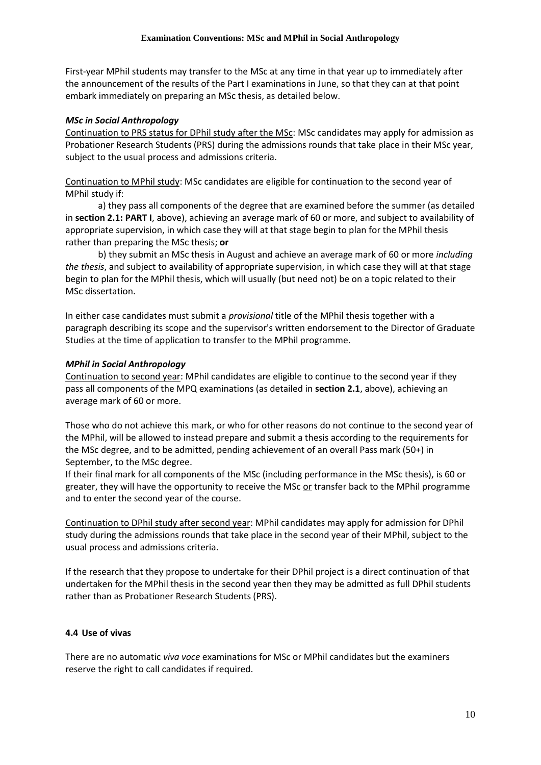First-year MPhil students may transfer to the MSc at any time in that year up to immediately after the announcement of the results of the Part I examinations in June, so that they can at that point embark immediately on preparing an MSc thesis, as detailed below.

***MSc in Social Anthropology***

Continuation to PRS status for DPhil study after the MSc: MSc candidates may apply for admission as Probationer Research Students (PRS) during the admissions rounds that take place in their MSc year, subject to the usual process and admissions criteria.

Continuation to MPhil study: MSc candidates are eligible for continuation to the second year of MPhil study if:

a) they pass all components of the degree that are examined before the summer (as detailed in **section 2.1: PART I**, above), achieving an average mark of 60 or more, and subject to availability of appropriate supervision, in which case they will at that stage begin to plan for the MPhil thesis rather than preparing the MSc thesis; **or**

b) they submit an MSc thesis in August and achieve an average mark of 60 or more *including the thesis*, and subject to availability of appropriate supervision, in which case they will at that stage begin to plan for the MPhil thesis, which will usually (but need not) be on a topic related to their MSc dissertation.

In either case candidates must submit a *provisional* title of the MPhil thesis together with a paragraph describing its scope and the supervisor's written endorsement to the Director of Graduate Studies at the time of application to transfer to the MPhil programme.

***MPhil in Social Anthropology***

Continuation to second year: MPhil candidates are eligible to continue to the second year if they pass all components of the MPQ examinations (as detailed in **section 2.1**, above), achieving an average mark of 60 or more.

Those who do not achieve this mark, or who for other reasons do not continue to the second year of the MPhil, will be allowed to instead prepare and submit a thesis according to the requirements for the MSc degree, and to be admitted, pending achievement of an overall Pass mark (50+) in September, to the MSc degree.

If their final mark for all components of the MSc (including performance in the MSc thesis), is 60 or greater, they will have the opportunity to receive the MSc or transfer back to the MPhil programme and to enter the second year of the course.

Continuation to DPhil study after second year: MPhil candidates may apply for admission for DPhil study during the admissions rounds that take place in the second year of their MPhil, subject to the usual process and admissions criteria.

If the research that they propose to undertake for their DPhil project is a direct continuation of that undertaken for the MPhil thesis in the second year then they may be admitted as full DPhil students rather than as Probationer Research Students (PRS).

#### 4.4 Use of vivas

There are no automatic *viva voce* examinations for MSc or MPhil candidates but the examiners reserve the right to call candidates if required.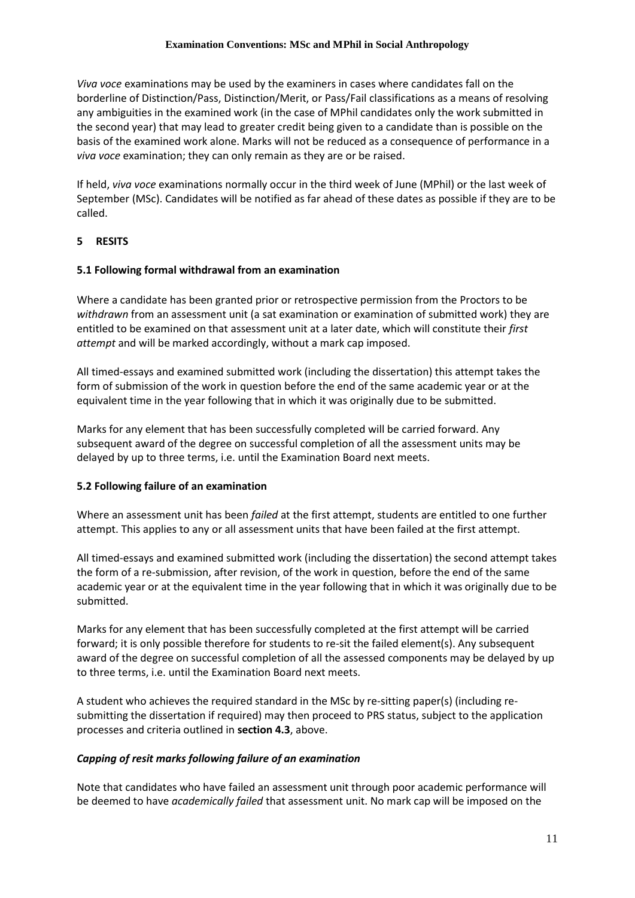*Viva voce* examinations may be used by the examiners in cases where candidates fall on the borderline of Distinction/Pass, Distinction/Merit, or Pass/Fail classifications as a means of resolving any ambiguities in the examined work (in the case of MPhil candidates only the work submitted in the second year) that may lead to greater credit being given to a candidate than is possible on the basis of the examined work alone. Marks will not be reduced as a consequence of performance in a *viva voce* examination; they can only remain as they are or be raised.

If held, *viva voce* examinations normally occur in the third week of June (MPhil) or the last week of September (MSc). Candidates will be notified as far ahead of these dates as possible if they are to be called.

## 5 RESITS

### 5.1 Following formal withdrawal from an examination

Where a candidate has been granted prior or retrospective permission from the Proctors to be *withdrawn* from an assessment unit (a sat examination or examination of submitted work) they are entitled to be examined on that assessment unit at a later date, which will constitute their *first attempt* and will be marked accordingly, without a mark cap imposed.

All timed-essays and examined submitted work (including the dissertation) this attempt takes the form of submission of the work in question before the end of the same academic year or at the equivalent time in the year following that in which it was originally due to be submitted.

Marks for any element that has been successfully completed will be carried forward. Any subsequent award of the degree on successful completion of all the assessment units may be delayed by up to three terms, i.e. until the Examination Board next meets.

### 5.2 Following failure of an examination

Where an assessment unit has been *failed* at the first attempt, students are entitled to one further attempt. This applies to any or all assessment units that have been failed at the first attempt.

All timed-essays and examined submitted work (including the dissertation) the second attempt takes the form of a re-submission, after revision, of the work in question, before the end of the same academic year or at the equivalent time in the year following that in which it was originally due to be submitted.

Marks for any element that has been successfully completed at the first attempt will be carried forward; it is only possible therefore for students to re-sit the failed element(s). Any subsequent award of the degree on successful completion of all the assessed components may be delayed by up to three terms, i.e. until the Examination Board next meets.

A student who achieves the required standard in the MSc by re-sitting paper(s) (including re-submitting the dissertation if required) may then proceed to PRS status, subject to the application processes and criteria outlined in **section 4.3**, above.

#### *Capping of resit marks following failure of an examination*

Note that candidates who have failed an assessment unit through poor academic performance will be deemed to have *academically failed* that assessment unit. No mark cap will be imposed on the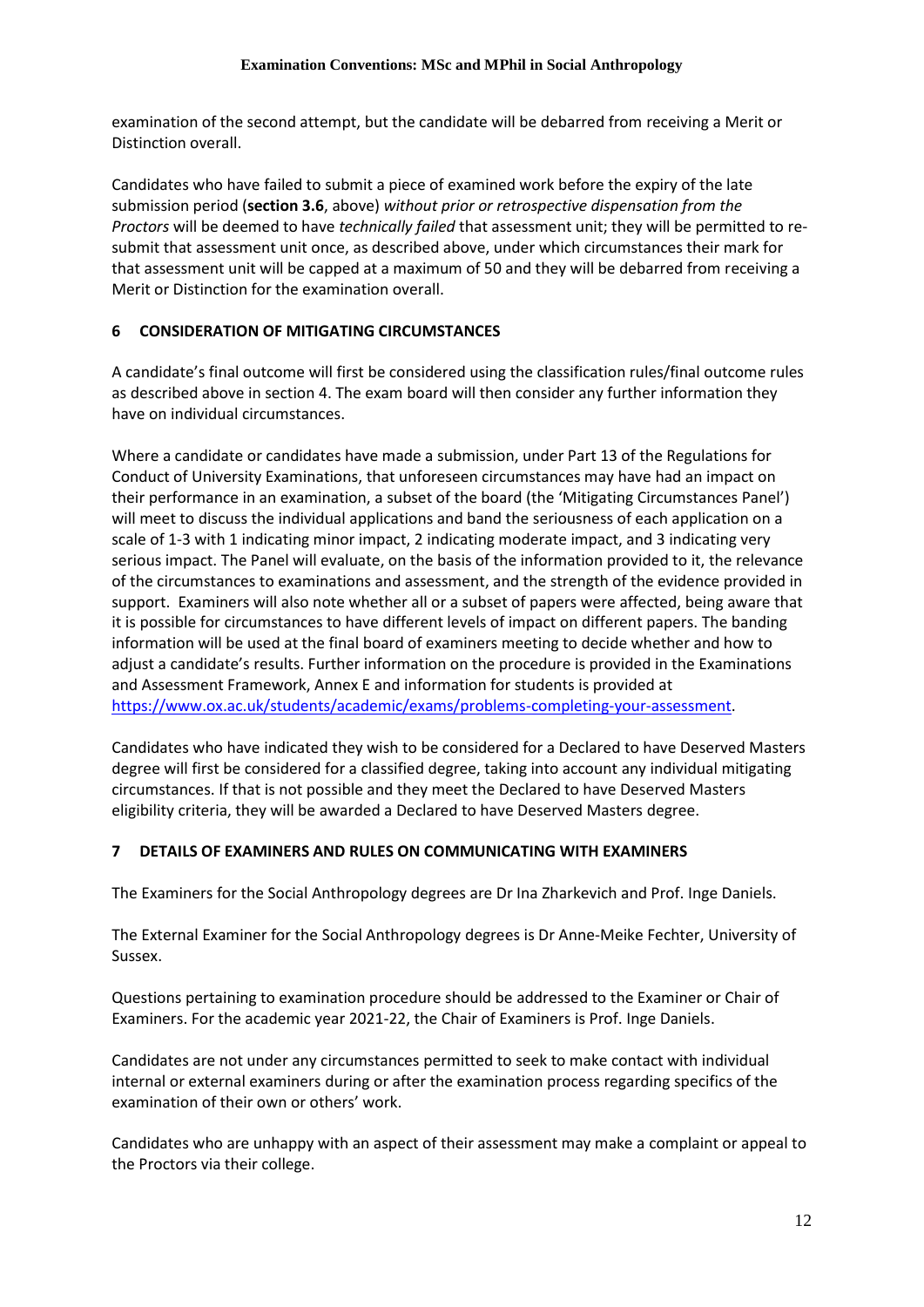examination of the second attempt, but the candidate will be debarred from receiving a Merit or Distinction overall.

Candidates who have failed to submit a piece of examined work before the expiry of the late submission period (**section 3.6**, above) *without prior or retrospective dispensation from the Proctors* will be deemed to have *technically failed* that assessment unit; they will be permitted to re-submit that assessment unit once, as described above, under which circumstances their mark for that assessment unit will be capped at a maximum of 50 and they will be debarred from receiving a Merit or Distinction for the examination overall.

## 6 CONSIDERATION OF MITIGATING CIRCUMSTANCES

A candidate's final outcome will first be considered using the classification rules/final outcome rules as described above in section 4. The exam board will then consider any further information they have on individual circumstances.

Where a candidate or candidates have made a submission, under Part 13 of the Regulations for Conduct of University Examinations, that unforeseen circumstances may have had an impact on their performance in an examination, a subset of the board (the 'Mitigating Circumstances Panel') will meet to discuss the individual applications and band the seriousness of each application on a scale of 1-3 with 1 indicating minor impact, 2 indicating moderate impact, and 3 indicating very serious impact. The Panel will evaluate, on the basis of the information provided to it, the relevance of the circumstances to examinations and assessment, and the strength of the evidence provided in support. Examiners will also note whether all or a subset of papers were affected, being aware that it is possible for circumstances to have different levels of impact on different papers. The banding information will be used at the final board of examiners meeting to decide whether and how to adjust a candidate's results. Further information on the procedure is provided in the Examinations and Assessment Framework, Annex E and information for students is provided at [https://www.ox.ac.uk/students/academic/exams/problems-completing-your-assessment](https://www.ox.ac.uk/students/academic/exams/problems-completing-your-assessment).

Candidates who have indicated they wish to be considered for a Declared to have Deserved Masters degree will first be considered for a classified degree, taking into account any individual mitigating circumstances. If that is not possible and they meet the Declared to have Deserved Masters eligibility criteria, they will be awarded a Declared to have Deserved Masters degree.

## 7 DETAILS OF EXAMINERS AND RULES ON COMMUNICATING WITH EXAMINERS

The Examiners for the Social Anthropology degrees are Dr Ina Zharkevich and Prof. Inge Daniels.

The External Examiner for the Social Anthropology degrees is Dr Anne-Meike Fechter, University of Sussex.

Questions pertaining to examination procedure should be addressed to the Examiner or Chair of Examiners. For the academic year 2021-22, the Chair of Examiners is Prof. Inge Daniels.

Candidates are not under any circumstances permitted to seek to make contact with individual internal or external examiners during or after the examination process regarding specifics of the examination of their own or others' work.

Candidates who are unhappy with an aspect of their assessment may make a complaint or appeal to the Proctors via their college.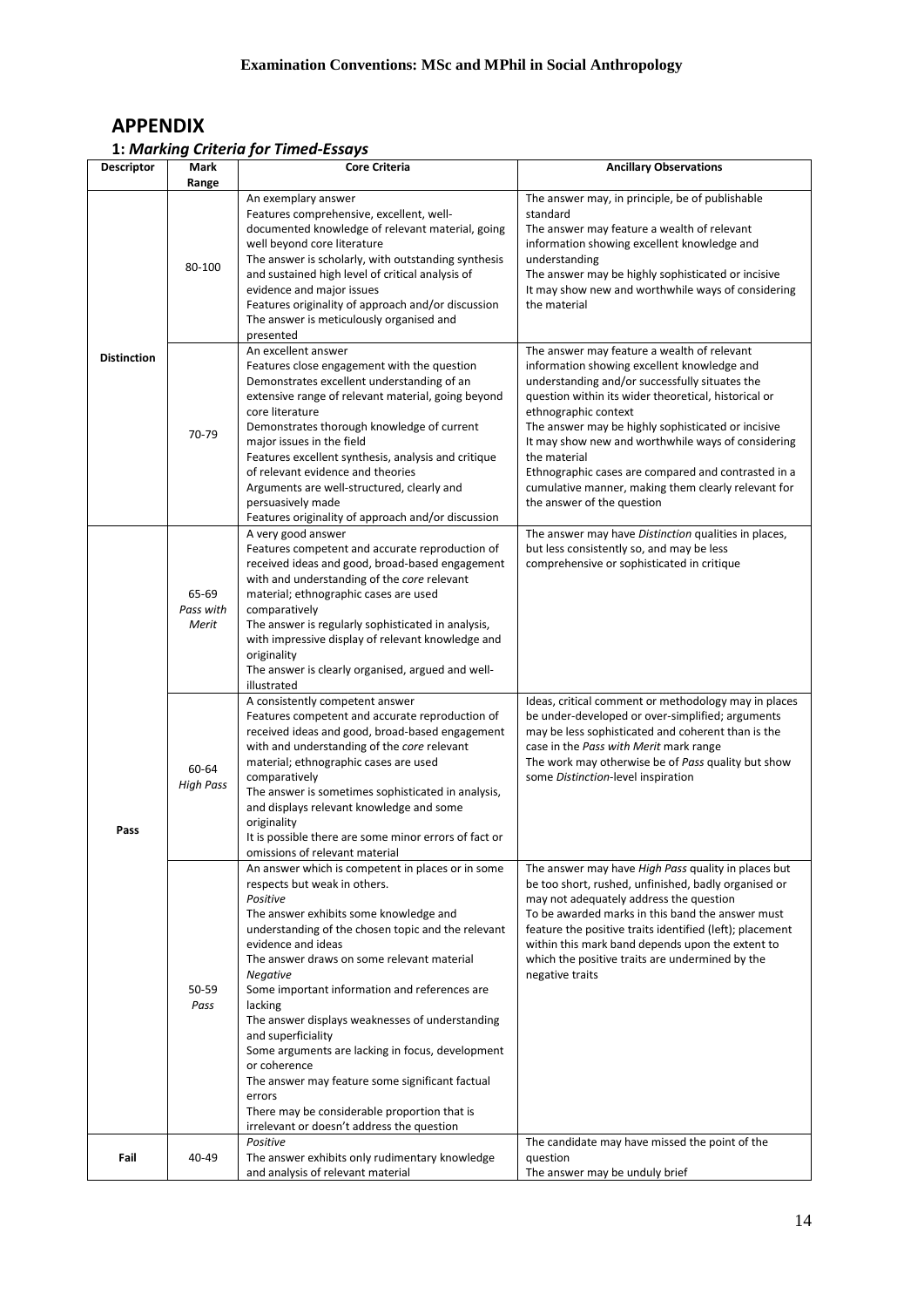## APPENDIX

### 1: *Marking Criteria for Timed-Essays*

| Descriptor | Mark Range | Core Criteria | Ancillary Observations |
|---|---|---|---|
| Distinction | 80-100 | An exemplary answer<br>Features comprehensive, excellent, well-documented knowledge of relevant material, going well beyond core literature<br>The answer is scholarly, with outstanding synthesis and sustained high level of critical analysis of evidence and major issues<br>Features originality of approach and/or discussion<br>The answer is meticulously organised and presented | The answer may, in principle, be of publishable standard<br>The answer may feature a wealth of relevant information showing excellent knowledge and understanding<br>The answer may be highly sophisticated or incisive<br>It may show new and worthwhile ways of considering the material |
| | 70-79 | An excellent answer<br>Features close engagement with the question<br>Demonstrates excellent understanding of an extensive range of relevant material, going beyond core literature<br>Demonstrates thorough knowledge of current major issues in the field<br>Features excellent synthesis, analysis and critique of relevant evidence and theories<br>Arguments are well-structured, clearly and persuasively made<br>Features originality of approach and/or discussion | The answer may feature a wealth of relevant information showing excellent knowledge and understanding and/or successfully situates the question within its wider theoretical, historical or ethnographic context<br>The answer may be highly sophisticated or incisive<br>It may show new and worthwhile ways of considering the material<br>Ethnographic cases are compared and contrasted in a cumulative manner, making them clearly relevant for the answer of the question |
| Pass | 65-69<br>*Pass with Merit* | A very good answer<br>Features competent and accurate reproduction of received ideas and good, broad-based engagement with and understanding of the *core* relevant material; ethnographic cases are used comparatively<br>The answer is regularly sophisticated in analysis, with impressive display of relevant knowledge and originality<br>The answer is clearly organised, argued and well-illustrated | The answer may have *Distinction* qualities in places, but less consistently so, and may be less comprehensive or sophisticated in critique |
| | 60-64<br>*High Pass* | A consistently competent answer<br>Features competent and accurate reproduction of received ideas and good, broad-based engagement with and understanding of the *core* relevant material; ethnographic cases are used comparatively<br>The answer is sometimes sophisticated in analysis, and displays relevant knowledge and some originality<br>It is possible there are some minor errors of fact or omissions of relevant material | Ideas, critical comment or methodology may in places be under-developed or over-simplified; arguments may be less sophisticated and coherent than is the case in the *Pass with Merit* mark range<br>The work may otherwise be of *Pass* quality but show some *Distinction*-level inspiration |
| | 50-59<br>*Pass* | An answer which is competent in places or in some respects but weak in others.<br>*Positive*<br>The answer exhibits some knowledge and understanding of the chosen topic and the relevant evidence and ideas<br>The answer draws on some relevant material<br>*Negative*<br>Some important information and references are lacking<br>The answer displays weaknesses of understanding and superficiality<br>Some arguments are lacking in focus, development or coherence<br>The answer may feature some significant factual errors<br>There may be considerable proportion that is irrelevant or doesn't address the question | The answer may have *High Pass* quality in places but be too short, rushed, unfinished, badly organised or may not adequately address the question<br>To be awarded marks in this band the answer must feature the positive traits identified (left); placement within this mark band depends upon the extent to which the positive traits are undermined by the negative traits |
| Fail | 40-49 | *Positive*<br>The answer exhibits only rudimentary knowledge and analysis of relevant material | The candidate may have missed the point of the question<br>The answer may be unduly brief |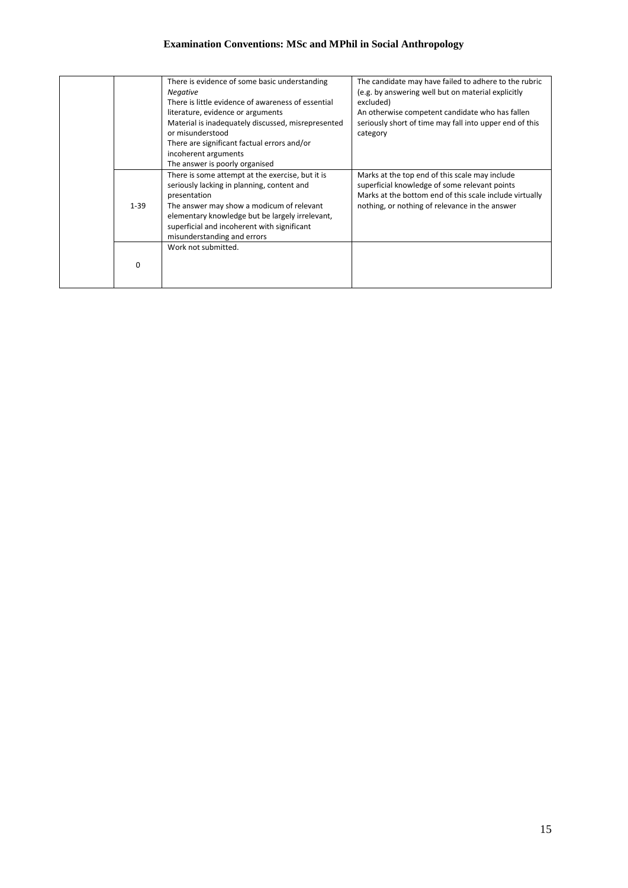| | | | |
|---|---|---|---|
| | | There is evidence of some basic understanding<br>*Negative*<br>There is little evidence of awareness of essential literature, evidence or arguments<br>Material is inadequately discussed, misrepresented or misunderstood<br>There are significant factual errors and/or incoherent arguments<br>The answer is poorly organised | The candidate may have failed to adhere to the rubric (e.g. by answering well but on material explicitly excluded)<br>An otherwise competent candidate who has fallen seriously short of time may fall into upper end of this category |
| | 1-39 | There is some attempt at the exercise, but it is seriously lacking in planning, content and presentation<br>The answer may show a modicum of relevant elementary knowledge but be largely irrelevant, superficial and incoherent with significant misunderstanding and errors | Marks at the top end of this scale may include superficial knowledge of some relevant points<br>Marks at the bottom end of this scale include virtually nothing, or nothing of relevance in the answer |
| | 0 | Work not submitted. | |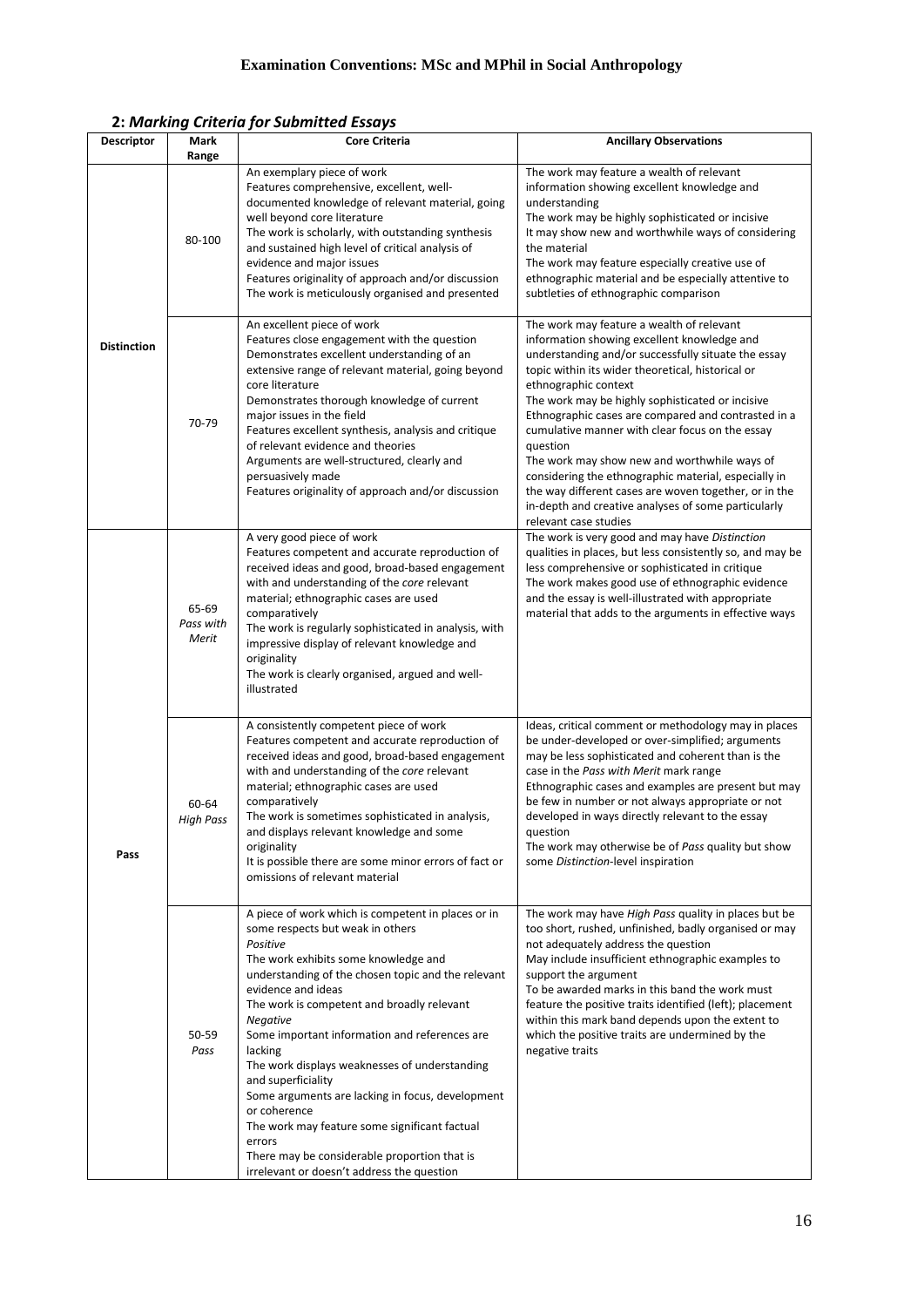# Examination Conventions: MSc and MPhil in Social Anthropology

## 2: *Marking Criteria for Submitted Essays*

| Descriptor | Mark Range | Core Criteria | Ancillary Observations |
|---|---|---|---|
| **Distinction** | 80-100 | An exemplary piece of work<br>Features comprehensive, excellent, well-documented knowledge of relevant material, going well beyond core literature<br>The work is scholarly, with outstanding synthesis and sustained high level of critical analysis of evidence and major issues<br>Features originality of approach and/or discussion<br>The work is meticulously organised and presented | The work may feature a wealth of relevant information showing excellent knowledge and understanding<br>The work may be highly sophisticated or incisive<br>It may show new and worthwhile ways of considering the material<br>The work may feature especially creative use of ethnographic material and be especially attentive to subtleties of ethnographic comparison |
| | 70-79 | An excellent piece of work<br>Features close engagement with the question<br>Demonstrates excellent understanding of an extensive range of relevant material, going beyond core literature<br>Demonstrates thorough knowledge of current major issues in the field<br>Features excellent synthesis, analysis and critique of relevant evidence and theories<br>Arguments are well-structured, clearly and persuasively made<br>Features originality of approach and/or discussion | The work may feature a wealth of relevant information showing excellent knowledge and understanding and/or successfully situate the essay topic within its wider theoretical, historical or ethnographic context<br>The work may be highly sophisticated or incisive<br>Ethnographic cases are compared and contrasted in a cumulative manner with clear focus on the essay question<br>The work may show new and worthwhile ways of considering the ethnographic material, especially in the way different cases are woven together, or in the in-depth and creative analyses of some particularly relevant case studies |
| **Pass** | 65-69 *Pass with Merit* | A very good piece of work<br>Features competent and accurate reproduction of received ideas and good, broad-based engagement with and understanding of the *core* relevant material; ethnographic cases are used comparatively<br>The work is regularly sophisticated in analysis, with impressive display of relevant knowledge and originality<br>The work is clearly organised, argued and well-illustrated | The work is very good and may have *Distinction* qualities in places, but less consistently so, and may be less comprehensive or sophisticated in critique<br>The work makes good use of ethnographic evidence and the essay is well-illustrated with appropriate material that adds to the arguments in effective ways |
| | 60-64 *High Pass* | A consistently competent piece of work<br>Features competent and accurate reproduction of received ideas and good, broad-based engagement with and understanding of the *core* relevant material; ethnographic cases are used comparatively<br>The work is sometimes sophisticated in analysis, and displays relevant knowledge and some originality<br>It is possible there are some minor errors of fact or omissions of relevant material | Ideas, critical comment or methodology may in places be under-developed or over-simplified; arguments may be less sophisticated and coherent than is the case in the *Pass with Merit* mark range<br>Ethnographic cases and examples are present but may be few in number or not always appropriate or not developed in ways directly relevant to the essay question<br>The work may otherwise be of *Pass* quality but show some *Distinction*-level inspiration |
| | 50-59 *Pass* | A piece of work which is competent in places or in some respects but weak in others<br>*Positive*<br>The work exhibits some knowledge and understanding of the chosen topic and the relevant evidence and ideas<br>The work is competent and broadly relevant<br>*Negative*<br>Some important information and references are lacking<br>The work displays weaknesses of understanding and superficiality<br>Some arguments are lacking in focus, development or coherence<br>The work may feature some significant factual errors<br>There may be considerable proportion that is irrelevant or doesn't address the question | The work may have *High Pass* quality in places but be too short, rushed, unfinished, badly organised or may not adequately address the question<br>May include insufficient ethnographic examples to support the argument<br>To be awarded marks in this band the work must feature the positive traits identified (left); placement within this mark band depends upon the extent to which the positive traits are undermined by the negative traits |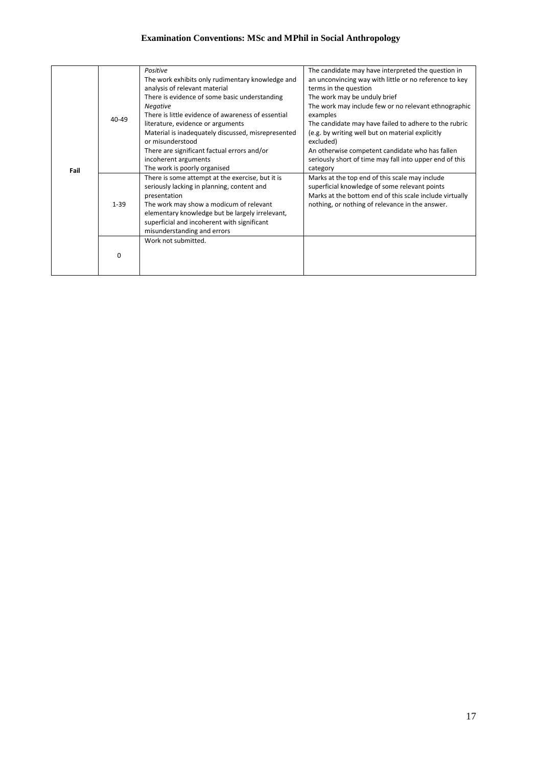| | | | |
|---|---|---|---|
| Fail | 40-49 | *Positive*<br>The work exhibits only rudimentary knowledge and analysis of relevant material<br>There is evidence of some basic understanding<br>*Negative*<br>There is little evidence of awareness of essential literature, evidence or arguments<br>Material is inadequately discussed, misrepresented or misunderstood<br>There are significant factual errors and/or incoherent arguments<br>The work is poorly organised | The candidate may have interpreted the question in an unconvincing way with little or no reference to key terms in the question<br>The work may be unduly brief<br>The work may include few or no relevant ethnographic examples<br>The candidate may have failed to adhere to the rubric (e.g. by writing well but on material explicitly excluded)<br>An otherwise competent candidate who has fallen seriously short of time may fall into upper end of this category |
| | 1-39 | There is some attempt at the exercise, but it is seriously lacking in planning, content and presentation<br>The work may show a modicum of relevant elementary knowledge but be largely irrelevant, superficial and incoherent with significant misunderstanding and errors | Marks at the top end of this scale may include superficial knowledge of some relevant points<br>Marks at the bottom end of this scale include virtually nothing, or nothing of relevance in the answer. |
| | 0 | Work not submitted. | |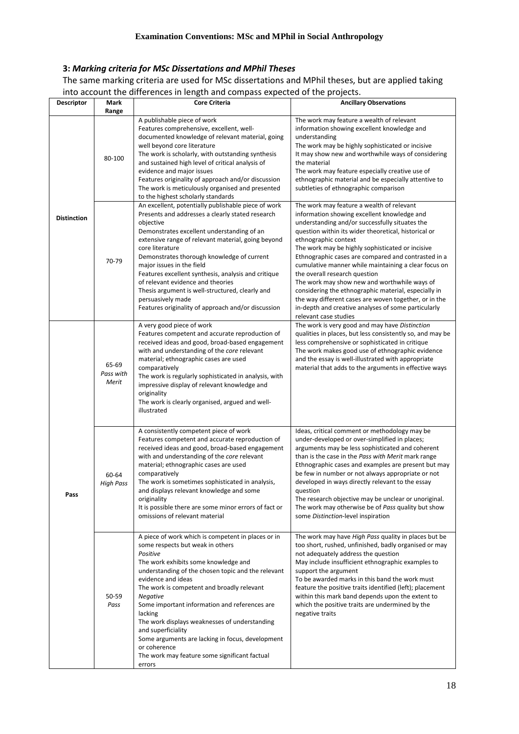## 3: *Marking criteria for MSc Dissertations and MPhil Theses*

The same marking criteria are used for MSc dissertations and MPhil theses, but are applied taking into account the differences in length and compass expected of the projects.

| Descriptor | Mark Range | Core Criteria | Ancillary Observations |
|---|---|---|---|
| Distinction | 80-100 | A publishable piece of work<br>Features comprehensive, excellent, well-documented knowledge of relevant material, going well beyond core literature<br>The work is scholarly, with outstanding synthesis and sustained high level of critical analysis of evidence and major issues<br>Features originality of approach and/or discussion<br>The work is meticulously organised and presented to the highest scholarly standards | The work may feature a wealth of relevant information showing excellent knowledge and understanding<br>The work may be highly sophisticated or incisive<br>It may show new and worthwhile ways of considering the material<br>The work may feature especially creative use of ethnographic material and be especially attentive to subtleties of ethnographic comparison |
| | 70-79 | An excellent, potentially publishable piece of work<br>Presents and addresses a clearly stated research objective<br>Demonstrates excellent understanding of an extensive range of relevant material, going beyond core literature<br>Demonstrates thorough knowledge of current major issues in the field<br>Features excellent synthesis, analysis and critique of relevant evidence and theories<br>Thesis argument is well-structured, clearly and persuasively made<br>Features originality of approach and/or discussion | The work may feature a wealth of relevant information showing excellent knowledge and understanding and/or successfully situates the question within its wider theoretical, historical or ethnographic context<br>The work may be highly sophisticated or incisive<br>Ethnographic cases are compared and contrasted in a cumulative manner while maintaining a clear focus on the overall research question<br>The work may show new and worthwhile ways of considering the ethnographic material, especially in the way different cases are woven together, or in the in-depth and creative analyses of some particularly relevant case studies |
| Pass | 65-69<br>*Pass with Merit* | A very good piece of work<br>Features competent and accurate reproduction of received ideas and good, broad-based engagement with and understanding of the *core* relevant material; ethnographic cases are used comparatively<br>The work is regularly sophisticated in analysis, with impressive display of relevant knowledge and originality<br>The work is clearly organised, argued and well-illustrated | The work is very good and may have *Distinction* qualities in places, but less consistently so, and may be less comprehensive or sophisticated in critique<br>The work makes good use of ethnographic evidence and the essay is well-illustrated with appropriate material that adds to the arguments in effective ways |
| | 60-64<br>*High Pass* | A consistently competent piece of work<br>Features competent and accurate reproduction of received ideas and good, broad-based engagement with and understanding of the *core* relevant material; ethnographic cases are used comparatively<br>The work is sometimes sophisticated in analysis, and displays relevant knowledge and some originality<br>It is possible there are some minor errors of fact or omissions of relevant material | Ideas, critical comment or methodology may be under-developed or over-simplified in places; arguments may be less sophisticated and coherent than is the case in the *Pass with Merit* mark range<br>Ethnographic cases and examples are present but may be few in number or not always appropriate or not developed in ways directly relevant to the essay question<br>The research objective may be unclear or unoriginal.<br>The work may otherwise be of *Pass* quality but show some *Distinction*-level inspiration |
| | 50-59<br>*Pass* | A piece of work which is competent in places or in some respects but weak in others<br>*Positive*<br>The work exhibits some knowledge and understanding of the chosen topic and the relevant evidence and ideas<br>The work is competent and broadly relevant<br>*Negative*<br>Some important information and references are lacking<br>The work displays weaknesses of understanding and superficiality<br>Some arguments are lacking in focus, development or coherence<br>The work may feature some significant factual errors | The work may have *High Pass* quality in places but be too short, rushed, unfinished, badly organised or may not adequately address the question<br>May include insufficient ethnographic examples to support the argument<br>To be awarded marks in this band the work must feature the positive traits identified (left); placement within this mark band depends upon the extent to which the positive traits are undermined by the negative traits |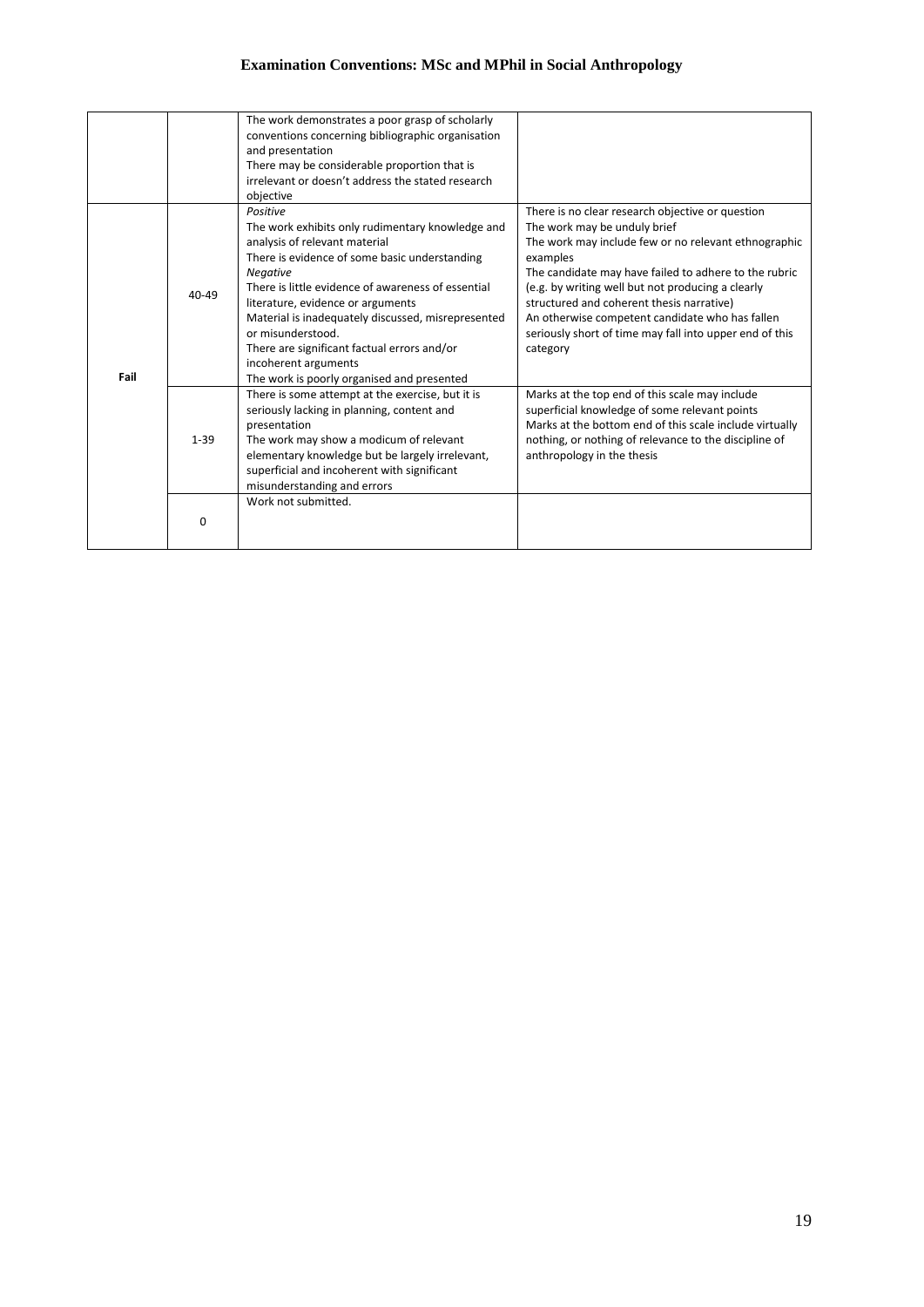| | | | |
|---|---|---|---|
| | | The work demonstrates a poor grasp of scholarly conventions concerning bibliographic organisation and presentation<br>There may be considerable proportion that is irrelevant or doesn't address the stated research objective | |
| **Fail** | 40-49 | *Positive*<br>The work exhibits only rudimentary knowledge and analysis of relevant material<br>There is evidence of some basic understanding<br>*Negative*<br>There is little evidence of awareness of essential literature, evidence or arguments<br>Material is inadequately discussed, misrepresented or misunderstood.<br>There are significant factual errors and/or incoherent arguments<br>The work is poorly organised and presented | There is no clear research objective or question<br>The work may be unduly brief<br>The work may include few or no relevant ethnographic examples<br>The candidate may have failed to adhere to the rubric (e.g. by writing well but not producing a clearly structured and coherent thesis narrative)<br>An otherwise competent candidate who has fallen seriously short of time may fall into upper end of this category |
| | 1-39 | There is some attempt at the exercise, but it is seriously lacking in planning, content and presentation<br>The work may show a modicum of relevant elementary knowledge but be largely irrelevant, superficial and incoherent with significant misunderstanding and errors | Marks at the top end of this scale may include superficial knowledge of some relevant points<br>Marks at the bottom end of this scale include virtually nothing, or nothing of relevance to the discipline of anthropology in the thesis |
| | 0 | Work not submitted. | |